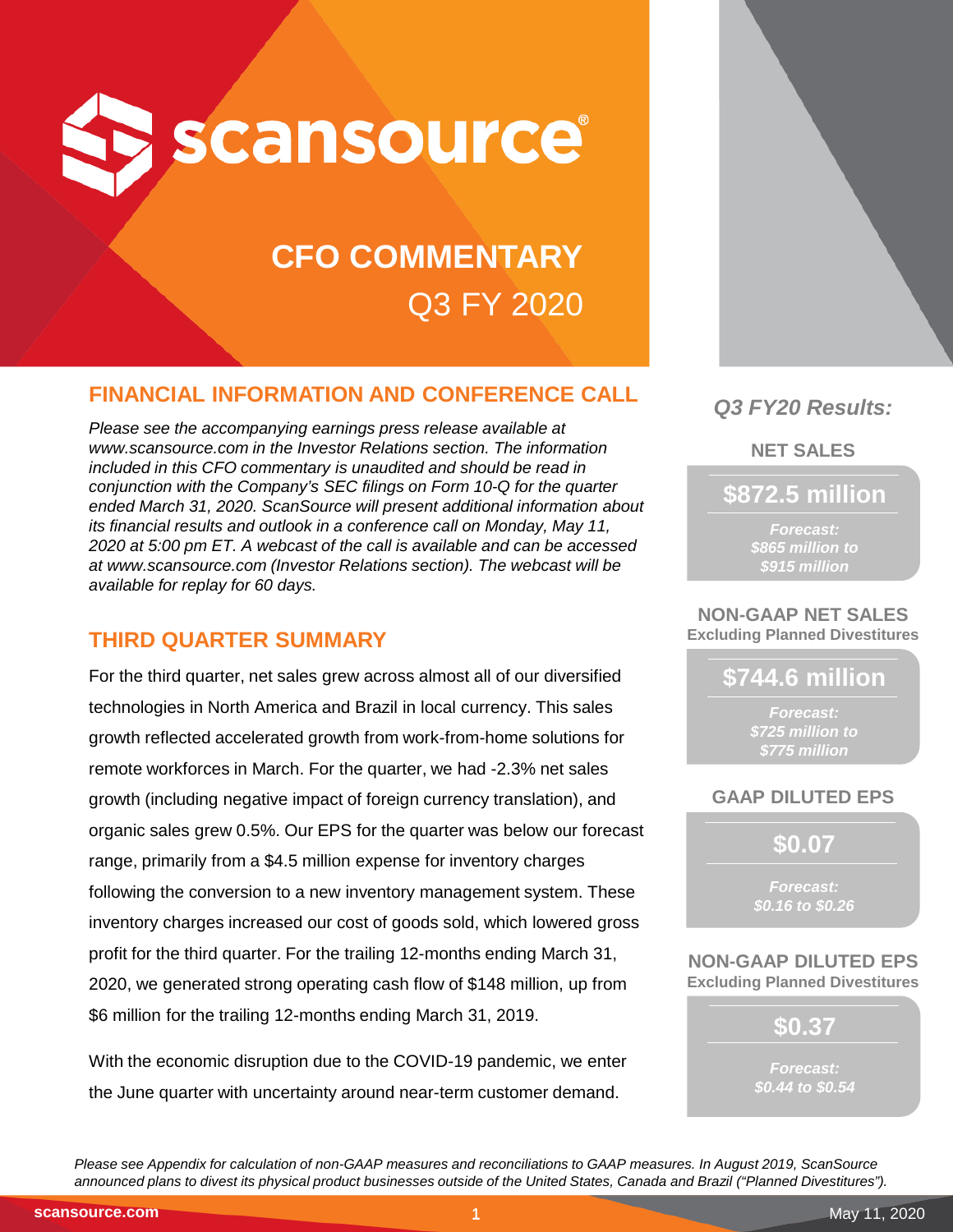# scansource®

# CFO COMMENTARY
## Q3 FY 2020

## FINANCIAL INFORMATION AND CONFERENCE CALL

*Please see the accompanying earnings press release available at www.scansource.com in the Investor Relations section. The information included in this CFO commentary is unaudited and should be read in conjunction with the Company's SEC filings on Form 10-Q for the quarter ended March 31, 2020. ScanSource will present additional information about its financial results and outlook in a conference call on Monday, May 11, 2020 at 5:00 pm ET. A webcast of the call is available and can be accessed at www.scansource.com (Investor Relations section). The webcast will be available for replay for 60 days.*

## THIRD QUARTER SUMMARY

For the third quarter, net sales grew across almost all of our diversified technologies in North America and Brazil in local currency. This sales growth reflected accelerated growth from work-from-home solutions for remote workforces in March. For the quarter, we had -2.3% net sales growth (including negative impact of foreign currency translation), and organic sales grew 0.5%. Our EPS for the quarter was below our forecast range, primarily from a $4.5 million expense for inventory charges following the conversion to a new inventory management system. These inventory charges increased our cost of goods sold, which lowered gross profit for the third quarter. For the trailing 12-months ending March 31, 2020, we generated strong operating cash flow of $148 million, up from $6 million for the trailing 12-months ending March 31, 2019.

With the economic disruption due to the COVID-19 pandemic, we enter the June quarter with uncertainty around near-term customer demand.

### *Q3 FY20 Results:*

**NET SALES**

**$872.5 million**

*Forecast: $865 million to $915 million*

**NON-GAAP NET SALES**
**Excluding Planned Divestitures**

**$744.6 million**

*Forecast: $725 million to $775 million*

**GAAP DILUTED EPS**

**$0.07**

*Forecast: $0.16 to $0.26*

**NON-GAAP DILUTED EPS**
**Excluding Planned Divestitures**

**$0.37**

*Forecast: $0.44 to $0.54*

*Please see Appendix for calculation of non-GAAP measures and reconciliations to GAAP measures. In August 2019, ScanSource announced plans to divest its physical product businesses outside of the United States, Canada and Brazil ("Planned Divestitures").*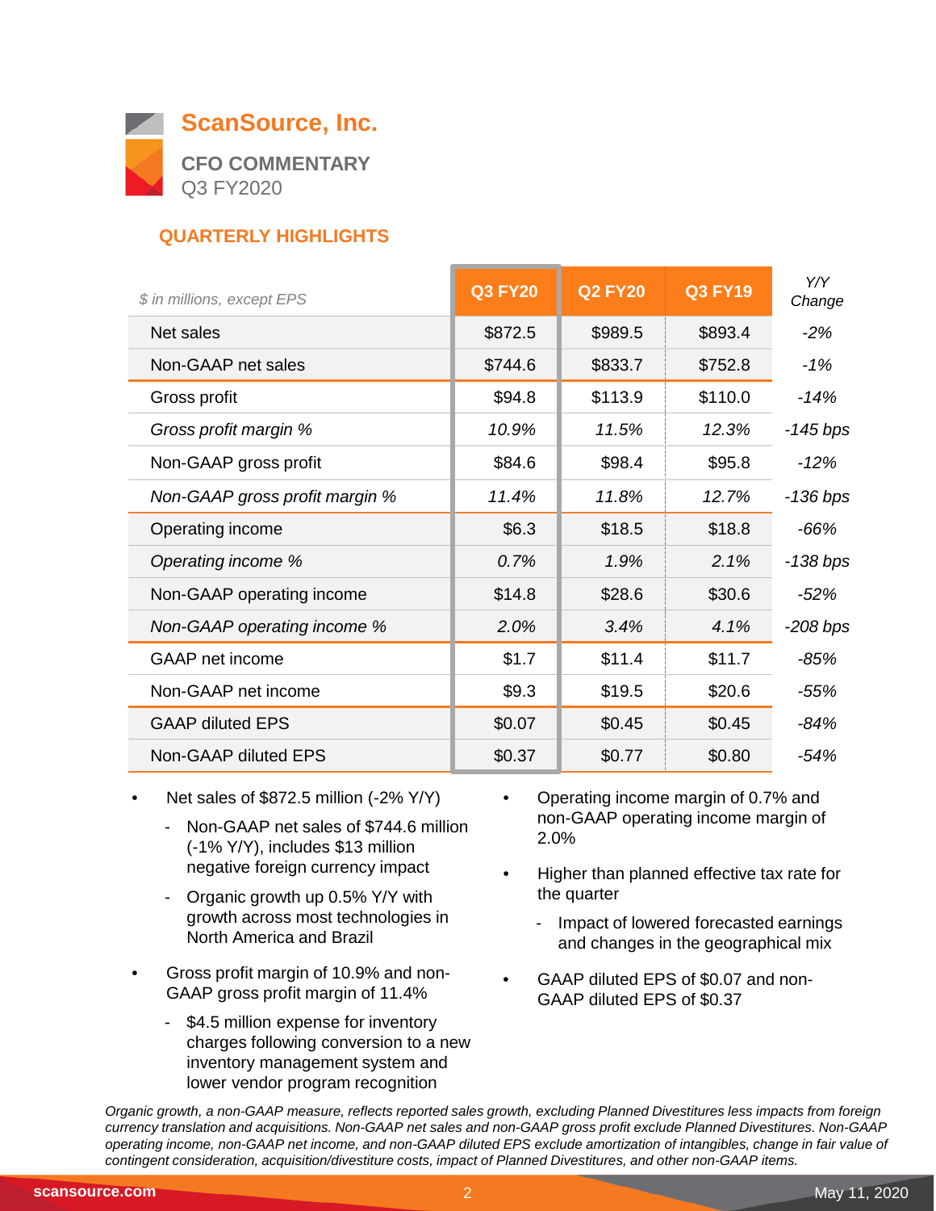# ScanSource, Inc.

## CFO COMMENTARY

Q3 FY2020

### QUARTERLY HIGHLIGHTS

| *$ in millions, except EPS* | Q3 FY20 | Q2 FY20 | Q3 FY19 | *Y/Y Change* |
|---|---|---|---|---|
| Net sales | $872.5 | $989.5 | $893.4 | *-2%* |
| Non-GAAP net sales | $744.6 | $833.7 | $752.8 | *-1%* |
| Gross profit | $94.8 | $113.9 | $110.0 | *-14%* |
| *Gross profit margin %* | *10.9%* | *11.5%* | *12.3%* | *-145 bps* |
| Non-GAAP gross profit | $84.6 | $98.4 | $95.8 | *-12%* |
| *Non-GAAP gross profit margin %* | *11.4%* | *11.8%* | *12.7%* | *-136 bps* |
| Operating income | $6.3 | $18.5 | $18.8 | *-66%* |
| *Operating income %* | *0.7%* | *1.9%* | *2.1%* | *-138 bps* |
| Non-GAAP operating income | $14.8 | $28.6 | $30.6 | *-52%* |
| *Non-GAAP operating income %* | *2.0%* | *3.4%* | *4.1%* | *-208 bps* |
| GAAP net income | $1.7 | $11.4 | $11.7 | *-85%* |
| Non-GAAP net income | $9.3 | $19.5 | $20.6 | *-55%* |
| GAAP diluted EPS | $0.07 | $0.45 | $0.45 | *-84%* |
| Non-GAAP diluted EPS | $0.37 | $0.77 | $0.80 | *-54%* |

- Net sales of $872.5 million (-2% Y/Y)
  - Non-GAAP net sales of $744.6 million (-1% Y/Y), includes $13 million negative foreign currency impact
  - Organic growth up 0.5% Y/Y with growth across most technologies in North America and Brazil
- Gross profit margin of 10.9% and non-GAAP gross profit margin of 11.4%
  - $4.5 million expense for inventory charges following conversion to a new inventory management system and lower vendor program recognition
- Operating income margin of 0.7% and non-GAAP operating income margin of 2.0%
- Higher than planned effective tax rate for the quarter
  - Impact of lowered forecasted earnings and changes in the geographical mix
- GAAP diluted EPS of $0.07 and non-GAAP diluted EPS of $0.37

*Organic growth, a non-GAAP measure, reflects reported sales growth, excluding Planned Divestitures less impacts from foreign currency translation and acquisitions. Non-GAAP net sales and non-GAAP gross profit exclude Planned Divestitures. Non-GAAP operating income, non-GAAP net income, and non-GAAP diluted EPS exclude amortization of intangibles, change in fair value of contingent consideration, acquisition/divestiture costs, impact of Planned Divestitures, and other non-GAAP items.*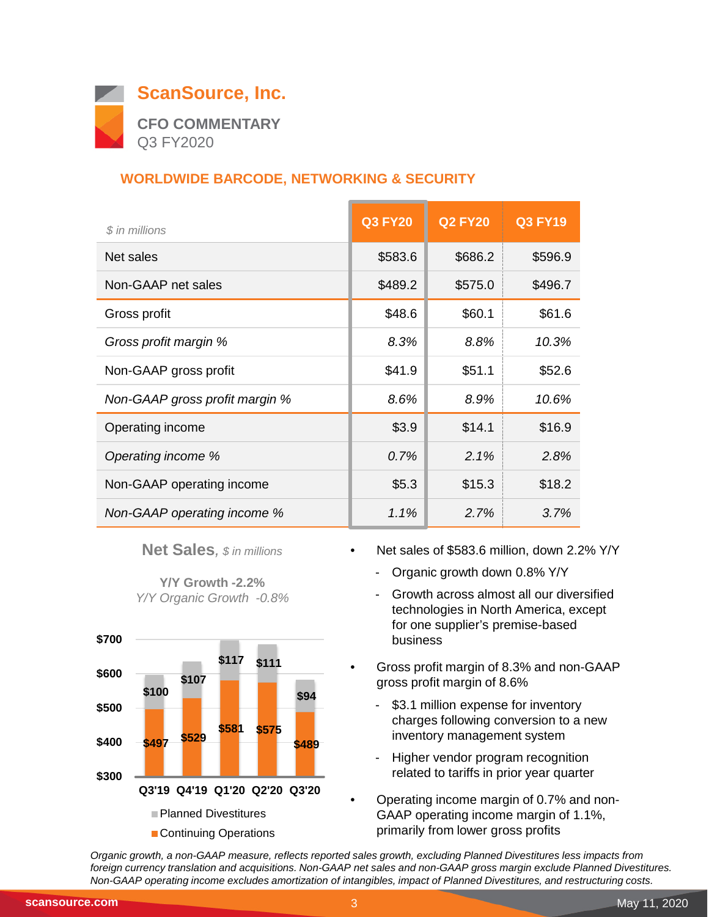# ScanSource, Inc.

**CFO COMMENTARY**
Q3 FY2020

## WORLDWIDE BARCODE, NETWORKING & SECURITY

| *$ in millions* | Q3 FY20 | Q2 FY20 | Q3 FY19 |
|---|---|---|---|
| Net sales | $583.6 | $686.2 | $596.9 |
| Non-GAAP net sales | $489.2 | $575.0 | $496.7 |
| Gross profit | $48.6 | $60.1 | $61.6 |
| *Gross profit margin %* | *8.3%* | *8.8%* | *10.3%* |
| Non-GAAP gross profit | $41.9 | $51.1 | $52.6 |
| *Non-GAAP gross profit margin %* | *8.6%* | *8.9%* | *10.6%* |
| Operating income | $3.9 | $14.1 | $16.9 |
| *Operating income %* | *0.7%* | *2.1%* | *2.8%* |
| Non-GAAP operating income | $5.3 | $15.3 | $18.2 |
| *Non-GAAP operating income %* | *1.1%* | *2.7%* | *3.7%* |

**Net Sales**, *$ in millions*

**Y/Y Growth -2.2%**
*Y/Y Organic Growth -0.8%*

| | Q3'19 | Q4'19 | Q1'20 | Q2'20 | Q3'20 |
|---|---|---|---|---|---|
| Planned Divestitures | $100 | $107 | $117 | $111 | $94 |
| Continuing Operations | $497 | $529 | $581 | $575 | $489 |

- Net sales of $583.6 million, down 2.2% Y/Y
  - Organic growth down 0.8% Y/Y
  - Growth across almost all our diversified technologies in North America, except for one supplier's premise-based business
- Gross profit margin of 8.3% and non-GAAP gross profit margin of 8.6%
  - $3.1 million expense for inventory charges following conversion to a new inventory management system
  - Higher vendor program recognition related to tariffs in prior year quarter
- Operating income margin of 0.7% and non-GAAP operating income margin of 1.1%, primarily from lower gross profits

*Organic growth, a non-GAAP measure, reflects reported sales growth, excluding Planned Divestitures less impacts from foreign currency translation and acquisitions. Non-GAAP net sales and non-GAAP gross margin exclude Planned Divestitures. Non-GAAP operating income excludes amortization of intangibles, impact of Planned Divestitures, and restructuring costs.*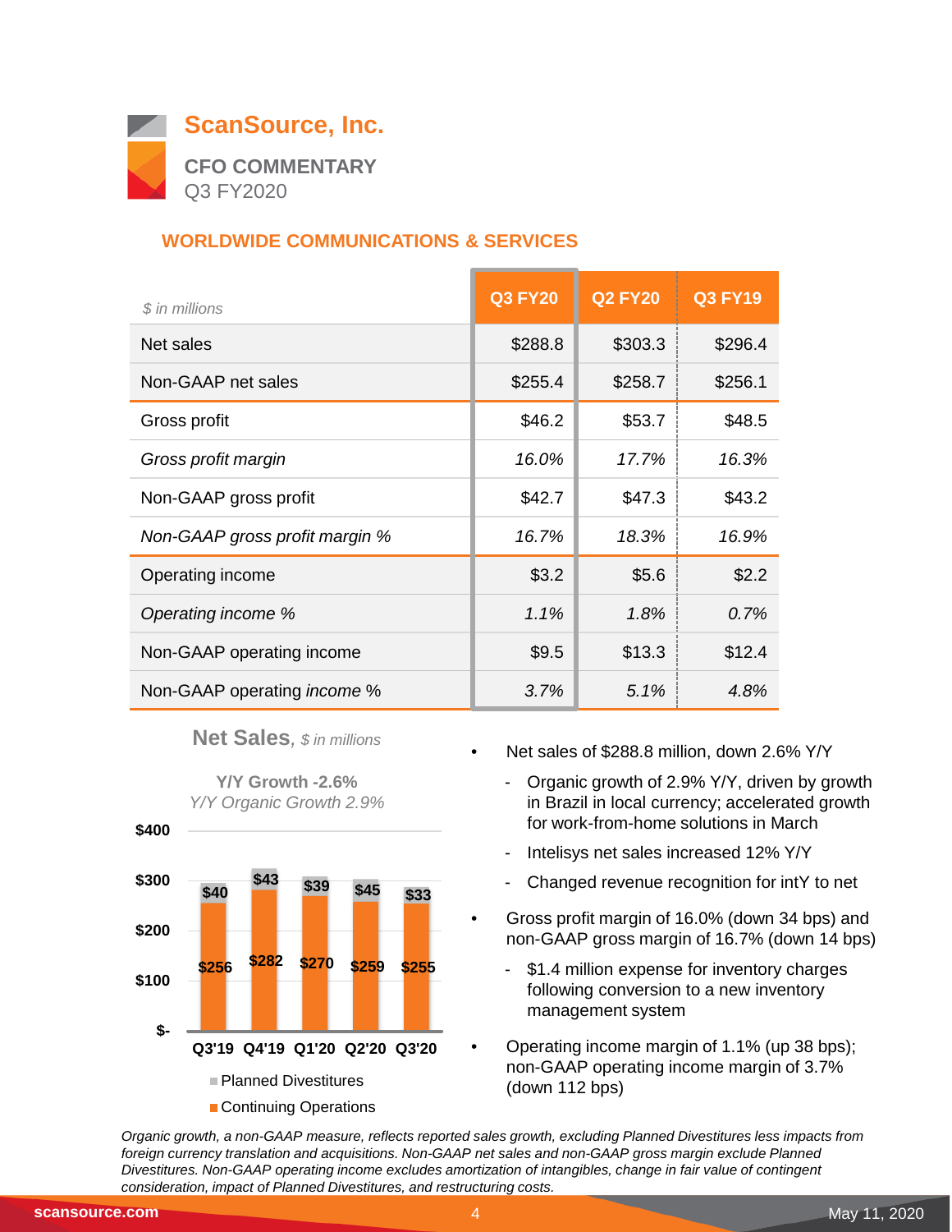# ScanSource, Inc.

**CFO COMMENTARY**
Q3 FY2020

## WORLDWIDE COMMUNICATIONS & SERVICES

| *$ in millions* | Q3 FY20 | Q2 FY20 | Q3 FY19 |
|---|---|---|---|
| Net sales | $288.8 | $303.3 | $296.4 |
| Non-GAAP net sales | $255.4 | $258.7 | $256.1 |
| Gross profit | $46.2 | $53.7 | $48.5 |
| *Gross profit margin* | *16.0%* | *17.7%* | *16.3%* |
| Non-GAAP gross profit | $42.7 | $47.3 | $43.2 |
| *Non-GAAP gross profit margin %* | *16.7%* | *18.3%* | *16.9%* |
| Operating income | $3.2 | $5.6 | $2.2 |
| *Operating income %* | *1.1%* | *1.8%* | *0.7%* |
| Non-GAAP operating income | $9.5 | $13.3 | $12.4 |
| Non-GAAP operating *income* % | *3.7%* | *5.1%* | *4.8%* |

**Net Sales**, *$ in millions*

**Y/Y Growth -2.6%**
*Y/Y Organic Growth 2.9%*

| | Q3'19 | Q4'19 | Q1'20 | Q2'20 | Q3'20 |
|---|---|---|---|---|---|
| Planned Divestitures | $40 | $43 | $39 | $45 | $33 |
| Continuing Operations | $256 | $282 | $270 | $259 | $255 |

- Net sales of $288.8 million, down 2.6% Y/Y
  - Organic growth of 2.9% Y/Y, driven by growth in Brazil in local currency; accelerated growth for work-from-home solutions in March
  - Intelisys net sales increased 12% Y/Y
  - Changed revenue recognition for intY to net
- Gross profit margin of 16.0% (down 34 bps) and non-GAAP gross margin of 16.7% (down 14 bps)
  - $1.4 million expense for inventory charges following conversion to a new inventory management system
- Operating income margin of 1.1% (up 38 bps); non-GAAP operating income margin of 3.7% (down 112 bps)

*Organic growth, a non-GAAP measure, reflects reported sales growth, excluding Planned Divestitures less impacts from foreign currency translation and acquisitions. Non-GAAP net sales and non-GAAP gross margin exclude Planned Divestitures. Non-GAAP operating income excludes amortization of intangibles, change in fair value of contingent consideration, impact of Planned Divestitures, and restructuring costs.*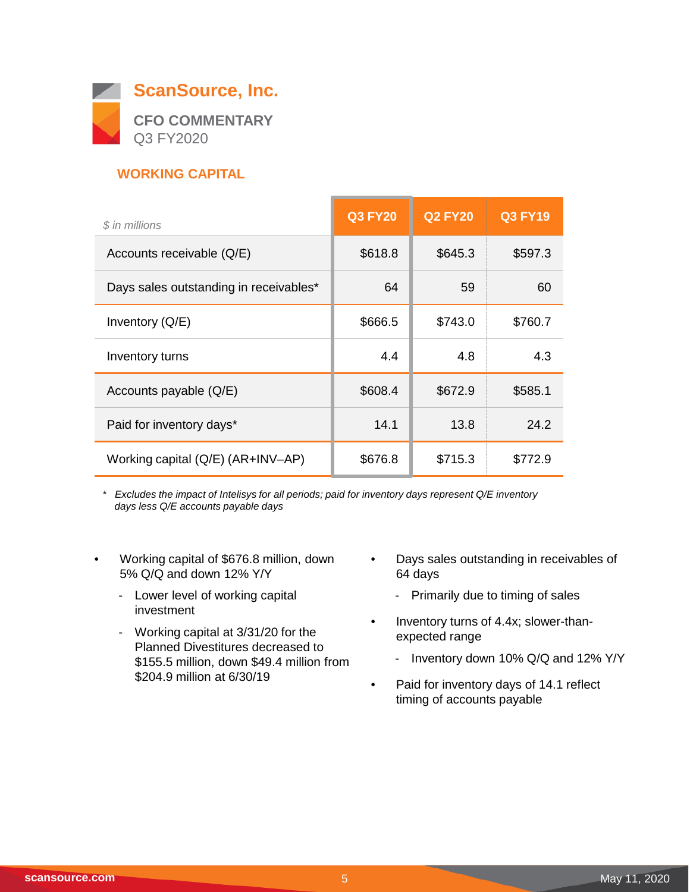# ScanSource, Inc.

## CFO COMMENTARY

Q3 FY2020

### WORKING CAPITAL

| *$ in millions* | Q3 FY20 | Q2 FY20 | Q3 FY19 |
|---|---|---|---|
| Accounts receivable (Q/E) | $618.8 | $645.3 | $597.3 |
| Days sales outstanding in receivables* | 64 | 59 | 60 |
| Inventory (Q/E) | $666.5 | $743.0 | $760.7 |
| Inventory turns | 4.4 | 4.8 | 4.3 |
| Accounts payable (Q/E) | $608.4 | $672.9 | $585.1 |
| Paid for inventory days* | 14.1 | 13.8 | 24.2 |
| Working capital (Q/E) (AR+INV–AP) | $676.8 | $715.3 | $772.9 |

\* *Excludes the impact of Intelisys for all periods; paid for inventory days represent Q/E inventory days less Q/E accounts payable days*

- Working capital of $676.8 million, down 5% Q/Q and down 12% Y/Y
  - Lower level of working capital investment
  - Working capital at 3/31/20 for the Planned Divestitures decreased to $155.5 million, down $49.4 million from $204.9 million at 6/30/19
- Days sales outstanding in receivables of 64 days
  - Primarily due to timing of sales
- Inventory turns of 4.4x; slower-than-expected range
  - Inventory down 10% Q/Q and 12% Y/Y
- Paid for inventory days of 14.1 reflect timing of accounts payable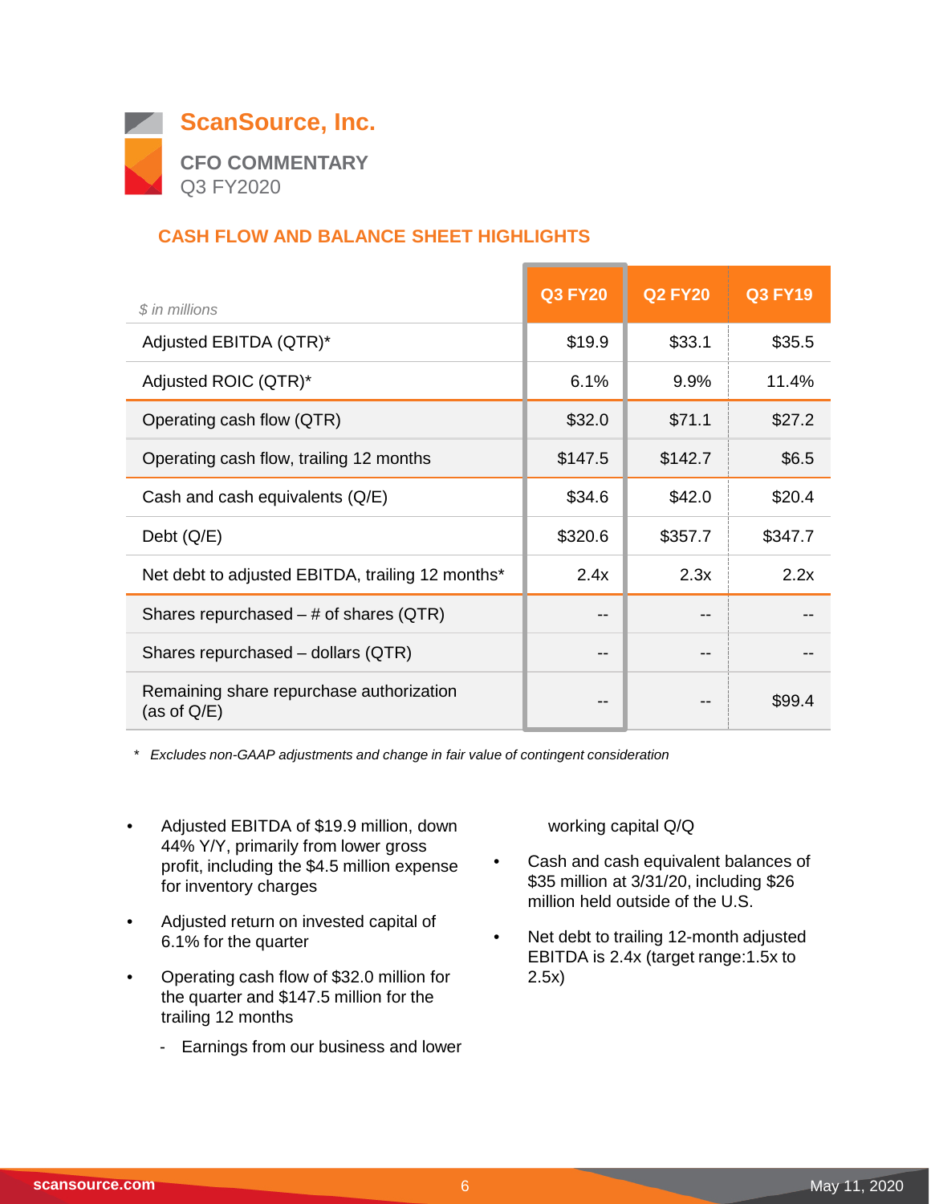# ScanSource, Inc.

**CFO COMMENTARY**
Q3 FY2020

## CASH FLOW AND BALANCE SHEET HIGHLIGHTS

| *$ in millions* | Q3 FY20 | Q2 FY20 | Q3 FY19 |
|---|---|---|---|
| Adjusted EBITDA (QTR)* | $19.9 | $33.1 | $35.5 |
| Adjusted ROIC (QTR)* | 6.1% | 9.9% | 11.4% |
| Operating cash flow (QTR) | $32.0 | $71.1 | $27.2 |
| Operating cash flow, trailing 12 months | $147.5 | $142.7 | $6.5 |
| Cash and cash equivalents (Q/E) | $34.6 | $42.0 | $20.4 |
| Debt (Q/E) | $320.6 | $357.7 | $347.7 |
| Net debt to adjusted EBITDA, trailing 12 months* | 2.4x | 2.3x | 2.2x |
| Shares repurchased – # of shares (QTR) | -- | -- | -- |
| Shares repurchased – dollars (QTR) | -- | -- | -- |
| Remaining share repurchase authorization (as of Q/E) | -- | -- | $99.4 |

*\* Excludes non-GAAP adjustments and change in fair value of contingent consideration*

- Adjusted EBITDA of $19.9 million, down 44% Y/Y, primarily from lower gross profit, including the $4.5 million expense for inventory charges
- Adjusted return on invested capital of 6.1% for the quarter
- Operating cash flow of $32.0 million for the quarter and $147.5 million for the trailing 12 months
  - Earnings from our business and lower working capital Q/Q
- Cash and cash equivalent balances of $35 million at 3/31/20, including $26 million held outside of the U.S.
- Net debt to trailing 12-month adjusted EBITDA is 2.4x (target range:1.5x to 2.5x)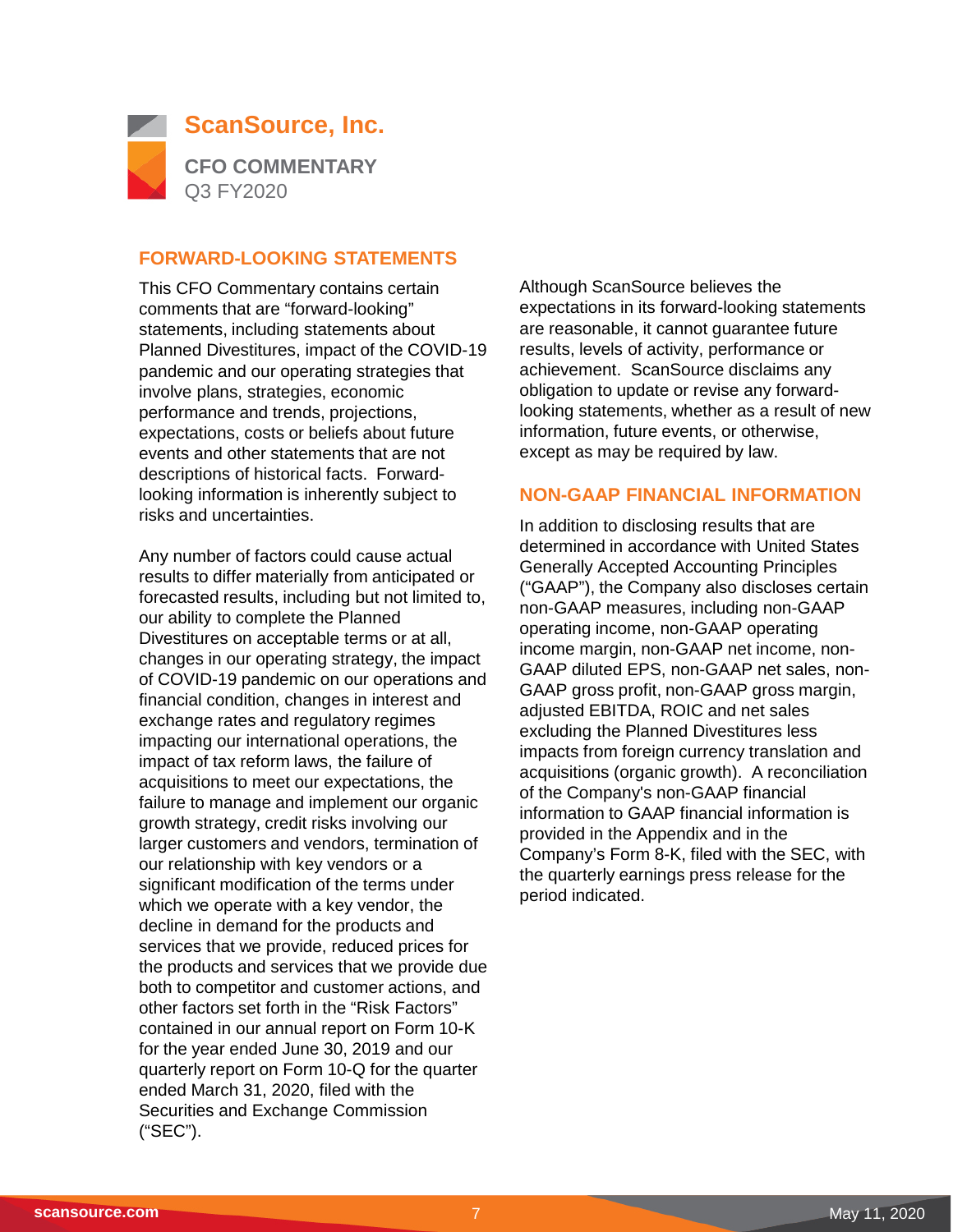# ScanSource, Inc.

**CFO COMMENTARY**
Q3 FY2020

## FORWARD-LOOKING STATEMENTS

This CFO Commentary contains certain comments that are “forward-looking” statements, including statements about Planned Divestitures, impact of the COVID-19 pandemic and our operating strategies that involve plans, strategies, economic performance and trends, projections, expectations, costs or beliefs about future events and other statements that are not descriptions of historical facts. Forward-looking information is inherently subject to risks and uncertainties.

Any number of factors could cause actual results to differ materially from anticipated or forecasted results, including but not limited to, our ability to complete the Planned Divestitures on acceptable terms or at all, changes in our operating strategy, the impact of COVID-19 pandemic on our operations and financial condition, changes in interest and exchange rates and regulatory regimes impacting our international operations, the impact of tax reform laws, the failure of acquisitions to meet our expectations, the failure to manage and implement our organic growth strategy, credit risks involving our larger customers and vendors, termination of our relationship with key vendors or a significant modification of the terms under which we operate with a key vendor, the decline in demand for the products and services that we provide, reduced prices for the products and services that we provide due both to competitor and customer actions, and other factors set forth in the “Risk Factors” contained in our annual report on Form 10-K for the year ended June 30, 2019 and our quarterly report on Form 10-Q for the quarter ended March 31, 2020, filed with the Securities and Exchange Commission (“SEC”).

Although ScanSource believes the expectations in its forward-looking statements are reasonable, it cannot guarantee future results, levels of activity, performance or achievement. ScanSource disclaims any obligation to update or revise any forward-looking statements, whether as a result of new information, future events, or otherwise, except as may be required by law.

## NON-GAAP FINANCIAL INFORMATION

In addition to disclosing results that are determined in accordance with United States Generally Accepted Accounting Principles (“GAAP”), the Company also discloses certain non-GAAP measures, including non-GAAP operating income, non-GAAP operating income margin, non-GAAP net income, non-GAAP diluted EPS, non-GAAP net sales, non-GAAP gross profit, non-GAAP gross margin, adjusted EBITDA, ROIC and net sales excluding the Planned Divestitures less impacts from foreign currency translation and acquisitions (organic growth). A reconciliation of the Company's non-GAAP financial information to GAAP financial information is provided in the Appendix and in the Company’s Form 8-K, filed with the SEC, with the quarterly earnings press release for the period indicated.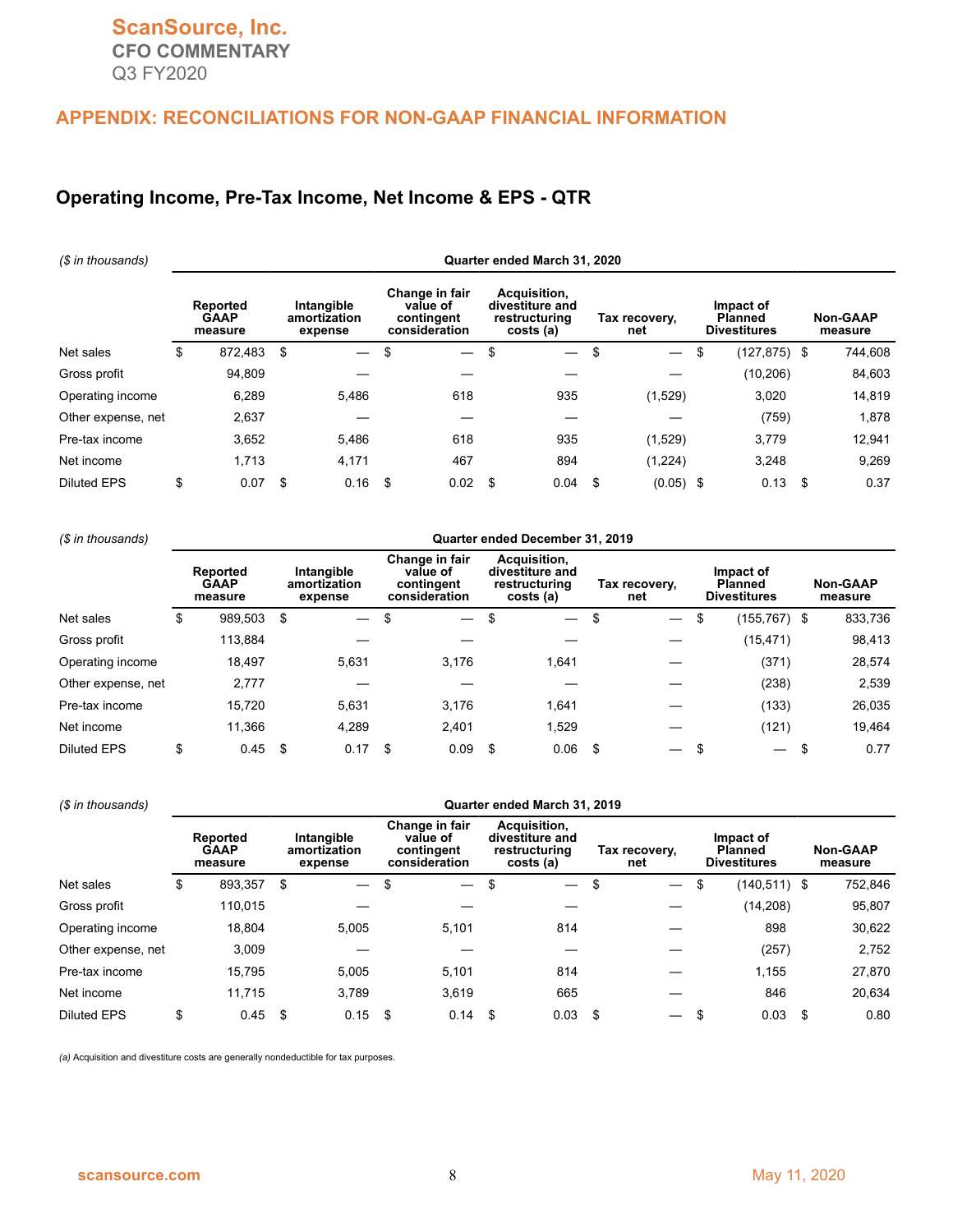ScanSource, Inc.
CFO COMMENTARY
Q3 FY2020

## APPENDIX: RECONCILIATIONS FOR NON-GAAP FINANCIAL INFORMATION

### Operating Income, Pre-Tax Income, Net Income & EPS - QTR

| *($ in thousands)* | Quarter ended March 31, 2020 | | | | | | |
|---|---|---|---|---|---|---|---|
| | Reported GAAP measure | Intangible amortization expense | Change in fair value of contingent consideration | Acquisition, divestiture and restructuring costs (a) | Tax recovery, net | Impact of Planned Divestitures | Non-GAAP measure |
| Net sales | $ 872,483 | $ — | $ — | $ — | $ — | $ (127,875) | $ 744,608 |
| Gross profit | 94,809 | — | — | — | — | (10,206) | 84,603 |
| Operating income | 6,289 | 5,486 | 618 | 935 | (1,529) | 3,020 | 14,819 |
| Other expense, net | 2,637 | — | — | — | — | (759) | 1,878 |
| Pre-tax income | 3,652 | 5,486 | 618 | 935 | (1,529) | 3,779 | 12,941 |
| Net income | 1,713 | 4,171 | 467 | 894 | (1,224) | 3,248 | 9,269 |
| Diluted EPS | $ 0.07 | $ 0.16 | $ 0.02 | $ 0.04 | $ (0.05) | $ 0.13 | $ 0.37 |

| *($ in thousands)* | Quarter ended December 31, 2019 | | | | | | |
|---|---|---|---|---|---|---|---|
| | Reported GAAP measure | Intangible amortization expense | Change in fair value of contingent consideration | Acquisition, divestiture and restructuring costs (a) | Tax recovery, net | Impact of Planned Divestitures | Non-GAAP measure |
| Net sales | $ 989,503 | $ — | $ — | $ — | $ — | $ (155,767) | $ 833,736 |
| Gross profit | 113,884 | — | — | — | — | (15,471) | 98,413 |
| Operating income | 18,497 | 5,631 | 3,176 | 1,641 | — | (371) | 28,574 |
| Other expense, net | 2,777 | — | — | — | — | (238) | 2,539 |
| Pre-tax income | 15,720 | 5,631 | 3,176 | 1,641 | — | (133) | 26,035 |
| Net income | 11,366 | 4,289 | 2,401 | 1,529 | — | (121) | 19,464 |
| Diluted EPS | $ 0.45 | $ 0.17 | $ 0.09 | $ 0.06 | $ — | $ — | $ 0.77 |

| *($ in thousands)* | Quarter ended March 31, 2019 | | | | | | |
|---|---|---|---|---|---|---|---|
| | Reported GAAP measure | Intangible amortization expense | Change in fair value of contingent consideration | Acquisition, divestiture and restructuring costs (a) | Tax recovery, net | Impact of Planned Divestitures | Non-GAAP measure |
| Net sales | $ 893,357 | $ — | $ — | $ — | $ — | $ (140,511) | $ 752,846 |
| Gross profit | 110,015 | — | — | — | — | (14,208) | 95,807 |
| Operating income | 18,804 | 5,005 | 5,101 | 814 | — | 898 | 30,622 |
| Other expense, net | 3,009 | — | — | — | — | (257) | 2,752 |
| Pre-tax income | 15,795 | 5,005 | 5,101 | 814 | — | 1,155 | 27,870 |
| Net income | 11,715 | 3,789 | 3,619 | 665 | — | 846 | 20,634 |
| Diluted EPS | $ 0.45 | $ 0.15 | $ 0.14 | $ 0.03 | $ — | $ 0.03 | $ 0.80 |

*(a) Acquisition and divestiture costs are generally nondeductible for tax purposes.*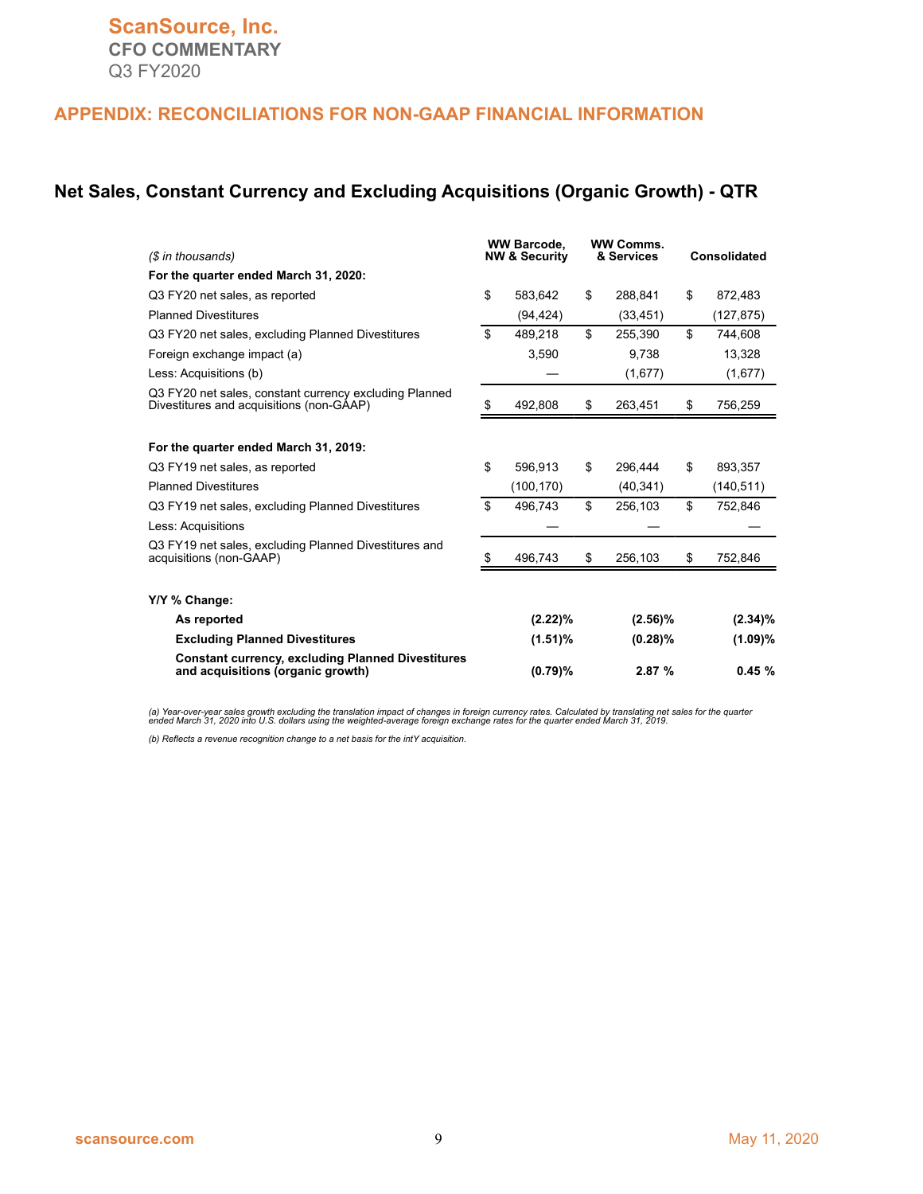ScanSource, Inc.
CFO COMMENTARY
Q3 FY2020

## APPENDIX: RECONCILIATIONS FOR NON-GAAP FINANCIAL INFORMATION

### Net Sales, Constant Currency and Excluding Acquisitions (Organic Growth) - QTR

| *($ in thousands)* | WW Barcode, NW & Security | WW Comms. & Services | Consolidated |
|---|---|---|---|
| **For the quarter ended March 31, 2020:** | | | |
| Q3 FY20 net sales, as reported | $ 583,642 | $ 288,841 | $ 872,483 |
| Planned Divestitures | (94,424) | (33,451) | (127,875) |
| Q3 FY20 net sales, excluding Planned Divestitures | $ 489,218 | $ 255,390 | $ 744,608 |
| Foreign exchange impact (a) | 3,590 | 9,738 | 13,328 |
| Less: Acquisitions (b) | — | (1,677) | (1,677) |
| Q3 FY20 net sales, constant currency excluding Planned Divestitures and acquisitions (non-GAAP) | $ 492,808 | $ 263,451 | $ 756,259 |
| **For the quarter ended March 31, 2019:** | | | |
| Q3 FY19 net sales, as reported | $ 596,913 | $ 296,444 | $ 893,357 |
| Planned Divestitures | (100,170) | (40,341) | (140,511) |
| Q3 FY19 net sales, excluding Planned Divestitures | $ 496,743 | $ 256,103 | $ 752,846 |
| Less: Acquisitions | — | — | — |
| Q3 FY19 net sales, excluding Planned Divestitures and acquisitions (non-GAAP) | $ 496,743 | $ 256,103 | $ 752,846 |
| **Y/Y % Change:** | | | |
| **As reported** | **(2.22)%** | **(2.56)%** | **(2.34)%** |
| **Excluding Planned Divestitures** | **(1.51)%** | **(0.28)%** | **(1.09)%** |
| **Constant currency, excluding Planned Divestitures and acquisitions (organic growth)** | **(0.79)%** | **2.87 %** | **0.45 %** |

*(a) Year-over-year sales growth excluding the translation impact of changes in foreign currency rates. Calculated by translating net sales for the quarter ended March 31, 2020 into U.S. dollars using the weighted-average foreign exchange rates for the quarter ended March 31, 2019.*

*(b) Reflects a revenue recognition change to a net basis for the intY acquisition.*

scansource.com May 11, 2020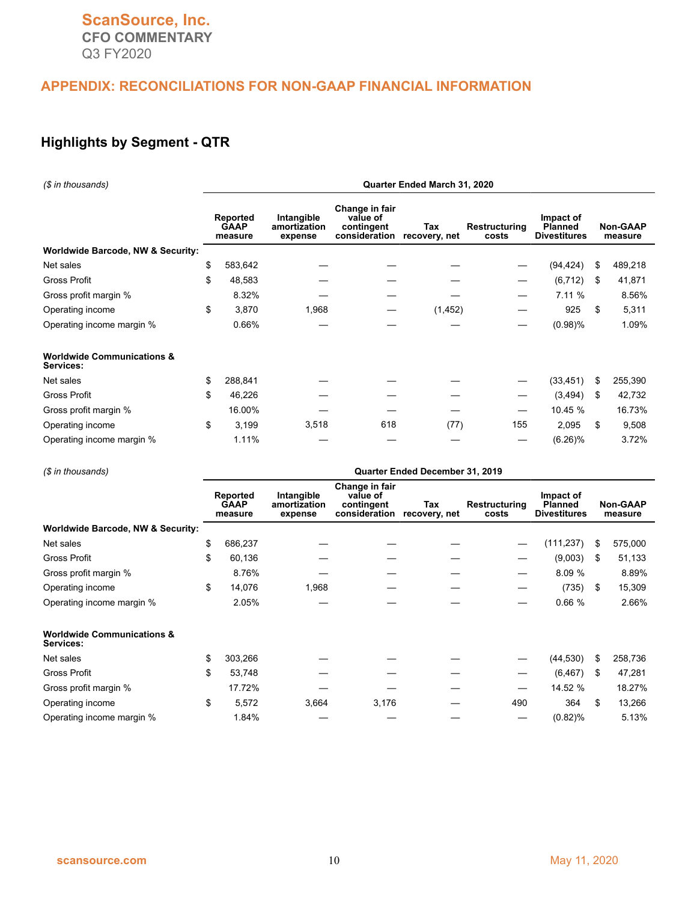## APPENDIX: RECONCILIATIONS FOR NON-GAAP FINANCIAL INFORMATION

### Highlights by Segment - QTR

| ($ in thousands) | Quarter Ended March 31, 2020 | | | | | | |
|---|---|---|---|---|---|---|---|
| | Reported GAAP measure | Intangible amortization expense | Change in fair value of contingent consideration | Tax recovery, net | Restructuring costs | Impact of Planned Divestitures | Non-GAAP measure |
| **Worldwide Barcode, NW & Security:** | | | | | | | |
| Net sales | $ 583,642 | — | — | — | — | (94,424) | $ 489,218 |
| Gross Profit | $ 48,583 | — | — | — | — | (6,712) | $ 41,871 |
| Gross profit margin % | 8.32% | — | — | — | — | 7.11 % | 8.56% |
| Operating income | $ 3,870 | 1,968 | — | (1,452) | — | 925 | $ 5,311 |
| Operating income margin % | 0.66% | — | — | — | — | (0.98)% | 1.09% |
| **Worldwide Communications & Services:** | | | | | | | |
| Net sales | $ 288,841 | — | — | — | — | (33,451) | $ 255,390 |
| Gross Profit | $ 46,226 | — | — | — | — | (3,494) | $ 42,732 |
| Gross profit margin % | 16.00% | — | — | — | — | 10.45 % | 16.73% |
| Operating income | $ 3,199 | 3,518 | 618 | (77) | 155 | 2,095 | $ 9,508 |
| Operating income margin % | 1.11% | — | — | — | — | (6.26)% | 3.72% |

| ($ in thousands) | Quarter Ended December 31, 2019 | | | | | | |
|---|---|---|---|---|---|---|---|
| | Reported GAAP measure | Intangible amortization expense | Change in fair value of contingent consideration | Tax recovery, net | Restructuring costs | Impact of Planned Divestitures | Non-GAAP measure |
| **Worldwide Barcode, NW & Security:** | | | | | | | |
| Net sales | $ 686,237 | — | — | — | — | (111,237) | $ 575,000 |
| Gross Profit | $ 60,136 | — | — | — | — | (9,003) | $ 51,133 |
| Gross profit margin % | 8.76% | — | — | — | — | 8.09 % | 8.89% |
| Operating income | $ 14,076 | 1,968 | — | — | — | (735) | $ 15,309 |
| Operating income margin % | 2.05% | — | — | — | — | 0.66 % | 2.66% |
| **Worldwide Communications & Services:** | | | | | | | |
| Net sales | $ 303,266 | — | — | — | — | (44,530) | $ 258,736 |
| Gross Profit | $ 53,748 | — | — | — | — | (6,467) | $ 47,281 |
| Gross profit margin % | 17.72% | — | — | — | — | 14.52 % | 18.27% |
| Operating income | $ 5,572 | 3,664 | 3,176 | — | 490 | 364 | $ 13,266 |
| Operating income margin % | 1.84% | — | — | — | — | (0.82)% | 5.13% |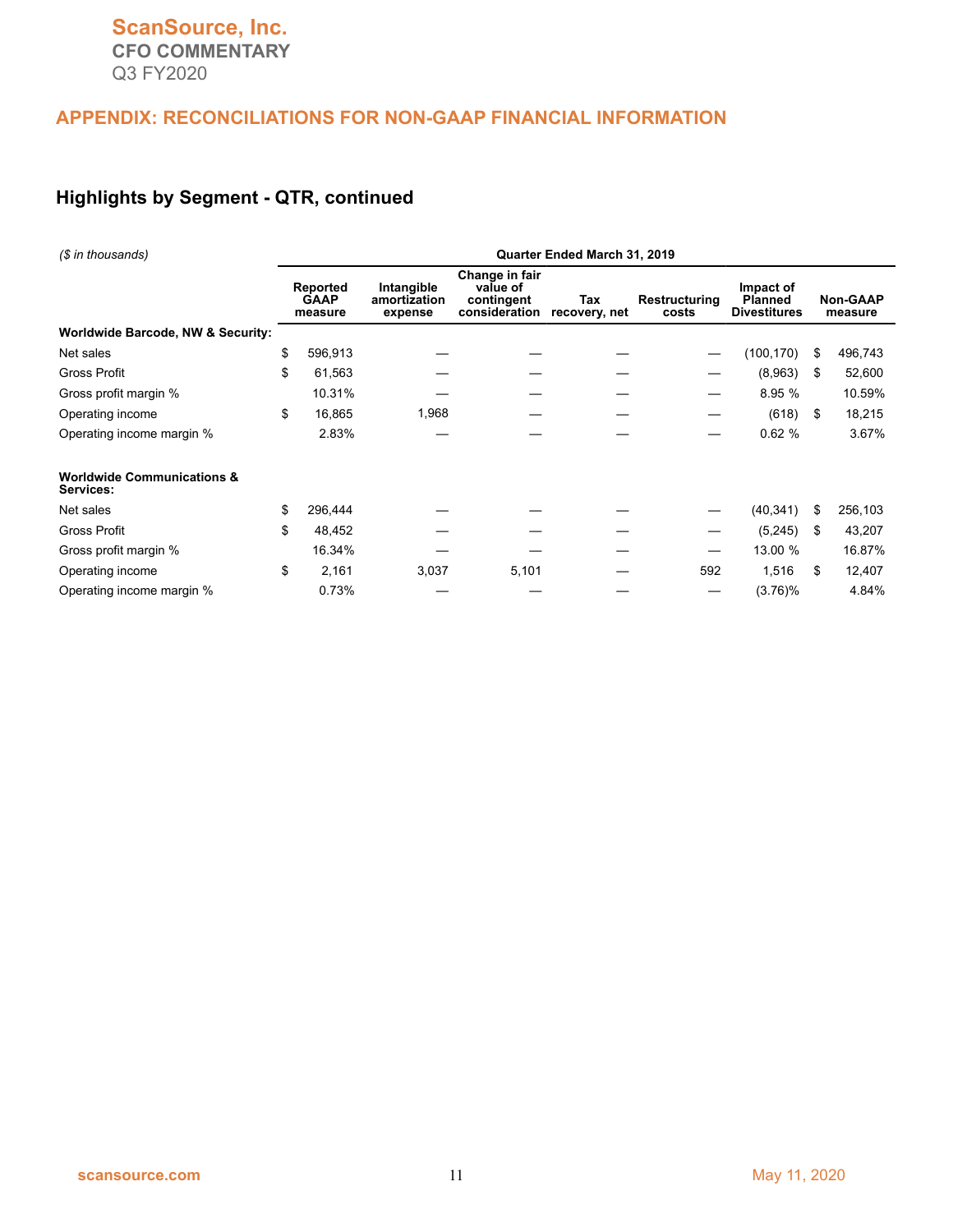# ScanSource, Inc.
**CFO COMMENTARY**
Q3 FY2020

## APPENDIX: RECONCILIATIONS FOR NON-GAAP FINANCIAL INFORMATION

### Highlights by Segment - QTR, continued

| *($ in thousands)* | Quarter Ended March 31, 2019 | | | | | | |
|---|---|---|---|---|---|---|---|
| | Reported GAAP measure | Intangible amortization expense | Change in fair value of contingent consideration | Tax recovery, net | Restructuring costs | Impact of Planned Divestitures | Non-GAAP measure |
| **Worldwide Barcode, NW & Security:** | | | | | | | |
| Net sales | $ 596,913 | — | — | — | — | (100,170) | $ 496,743 |
| Gross Profit | $ 61,563 | — | — | — | — | (8,963) | $ 52,600 |
| Gross profit margin % | 10.31% | — | — | — | — | 8.95 % | 10.59% |
| Operating income | $ 16,865 | 1,968 | — | — | — | (618) | $ 18,215 |
| Operating income margin % | 2.83% | — | — | — | — | 0.62 % | 3.67% |
| **Worldwide Communications & Services:** | | | | | | | |
| Net sales | $ 296,444 | — | — | — | — | (40,341) | $ 256,103 |
| Gross Profit | $ 48,452 | — | — | — | — | (5,245) | $ 43,207 |
| Gross profit margin % | 16.34% | — | — | — | — | 13.00 % | 16.87% |
| Operating income | $ 2,161 | 3,037 | 5,101 | — | 592 | 1,516 | $ 12,407 |
| Operating income margin % | 0.73% | — | — | — | — | (3.76)% | 4.84% |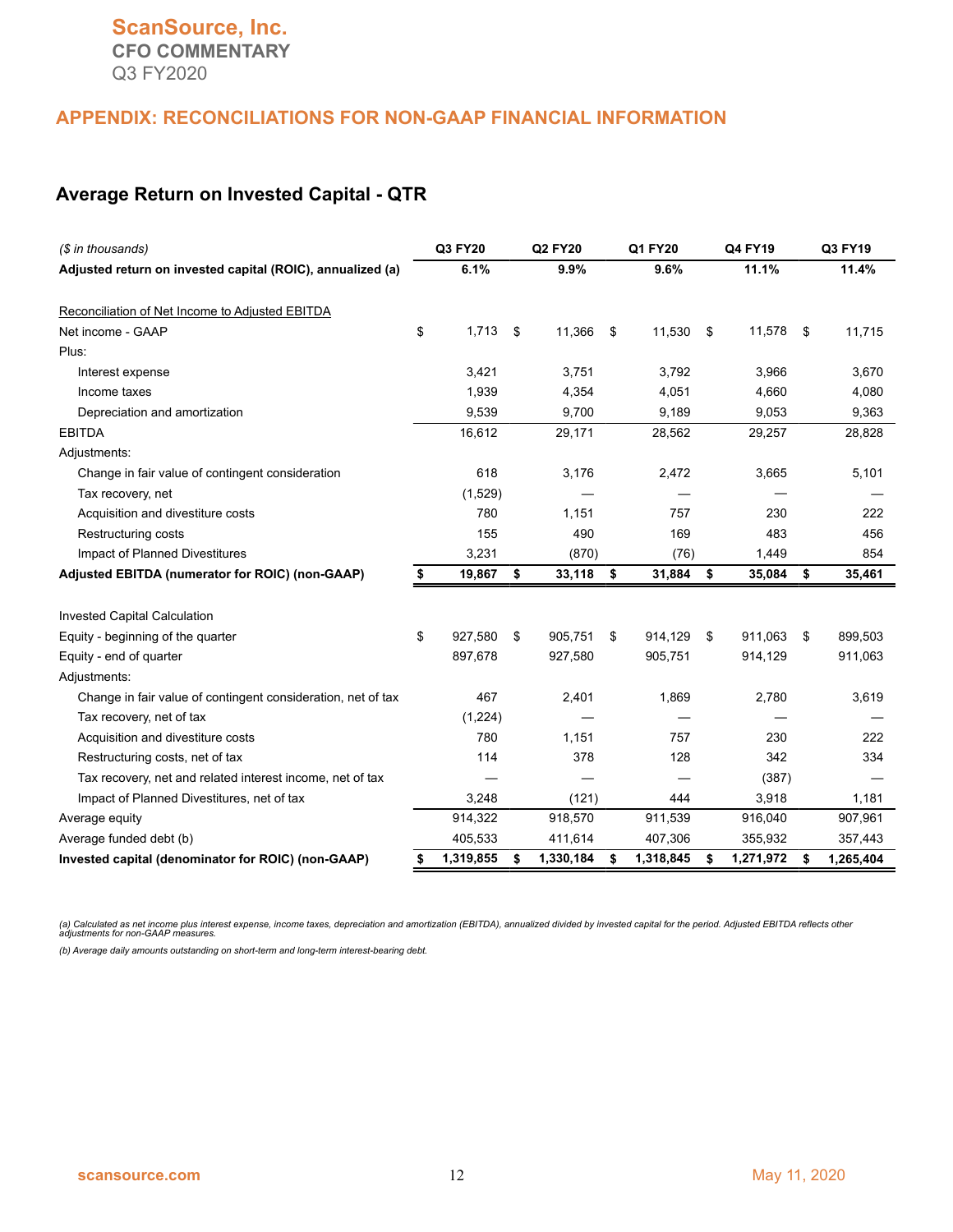# ScanSource, Inc.
## CFO COMMENTARY
Q3 FY2020

## APPENDIX: RECONCILIATIONS FOR NON-GAAP FINANCIAL INFORMATION

### Average Return on Invested Capital - QTR

| *($ in thousands)* | Q3 FY20 | Q2 FY20 | Q1 FY20 | Q4 FY19 | Q3 FY19 |
|---|---|---|---|---|---|
| **Adjusted return on invested capital (ROIC), annualized (a)** | **6.1%** | **9.9%** | **9.6%** | **11.1%** | **11.4%** |
| Reconciliation of Net Income to Adjusted EBITDA | | | | | |
| Net income - GAAP | $ 1,713 | $ 11,366 | $ 11,530 | $ 11,578 | $ 11,715 |
| Plus: | | | | | |
| Interest expense | 3,421 | 3,751 | 3,792 | 3,966 | 3,670 |
| Income taxes | 1,939 | 4,354 | 4,051 | 4,660 | 4,080 |
| Depreciation and amortization | 9,539 | 9,700 | 9,189 | 9,053 | 9,363 |
| EBITDA | 16,612 | 29,171 | 28,562 | 29,257 | 28,828 |
| Adjustments: | | | | | |
| Change in fair value of contingent consideration | 618 | 3,176 | 2,472 | 3,665 | 5,101 |
| Tax recovery, net | (1,529) | — | — | — | — |
| Acquisition and divestiture costs | 780 | 1,151 | 757 | 230 | 222 |
| Restructuring costs | 155 | 490 | 169 | 483 | 456 |
| Impact of Planned Divestitures | 3,231 | (870) | (76) | 1,449 | 854 |
| **Adjusted EBITDA (numerator for ROIC) (non-GAAP)** | **$ 19,867** | **$ 33,118** | **$ 31,884** | **$ 35,084** | **$ 35,461** |
| Invested Capital Calculation | | | | | |
| Equity - beginning of the quarter | $ 927,580 | $ 905,751 | $ 914,129 | $ 911,063 | $ 899,503 |
| Equity - end of quarter | 897,678 | 927,580 | 905,751 | 914,129 | 911,063 |
| Adjustments: | | | | | |
| Change in fair value of contingent consideration, net of tax | 467 | 2,401 | 1,869 | 2,780 | 3,619 |
| Tax recovery, net of tax | (1,224) | — | — | — | — |
| Acquisition and divestiture costs | 780 | 1,151 | 757 | 230 | 222 |
| Restructuring costs, net of tax | 114 | 378 | 128 | 342 | 334 |
| Tax recovery, net and related interest income, net of tax | — | — | — | (387) | — |
| Impact of Planned Divestitures, net of tax | 3,248 | (121) | 444 | 3,918 | 1,181 |
| Average equity | 914,322 | 918,570 | 911,539 | 916,040 | 907,961 |
| Average funded debt (b) | 405,533 | 411,614 | 407,306 | 355,932 | 357,443 |
| **Invested capital (denominator for ROIC) (non-GAAP)** | **$ 1,319,855** | **$ 1,330,184** | **$ 1,318,845** | **$ 1,271,972** | **$ 1,265,404** |

*(a) Calculated as net income plus interest expense, income taxes, depreciation and amortization (EBITDA), annualized divided by invested capital for the period. Adjusted EBITDA reflects other adjustments for non-GAAP measures.*

*(b) Average daily amounts outstanding on short-term and long-term interest-bearing debt.*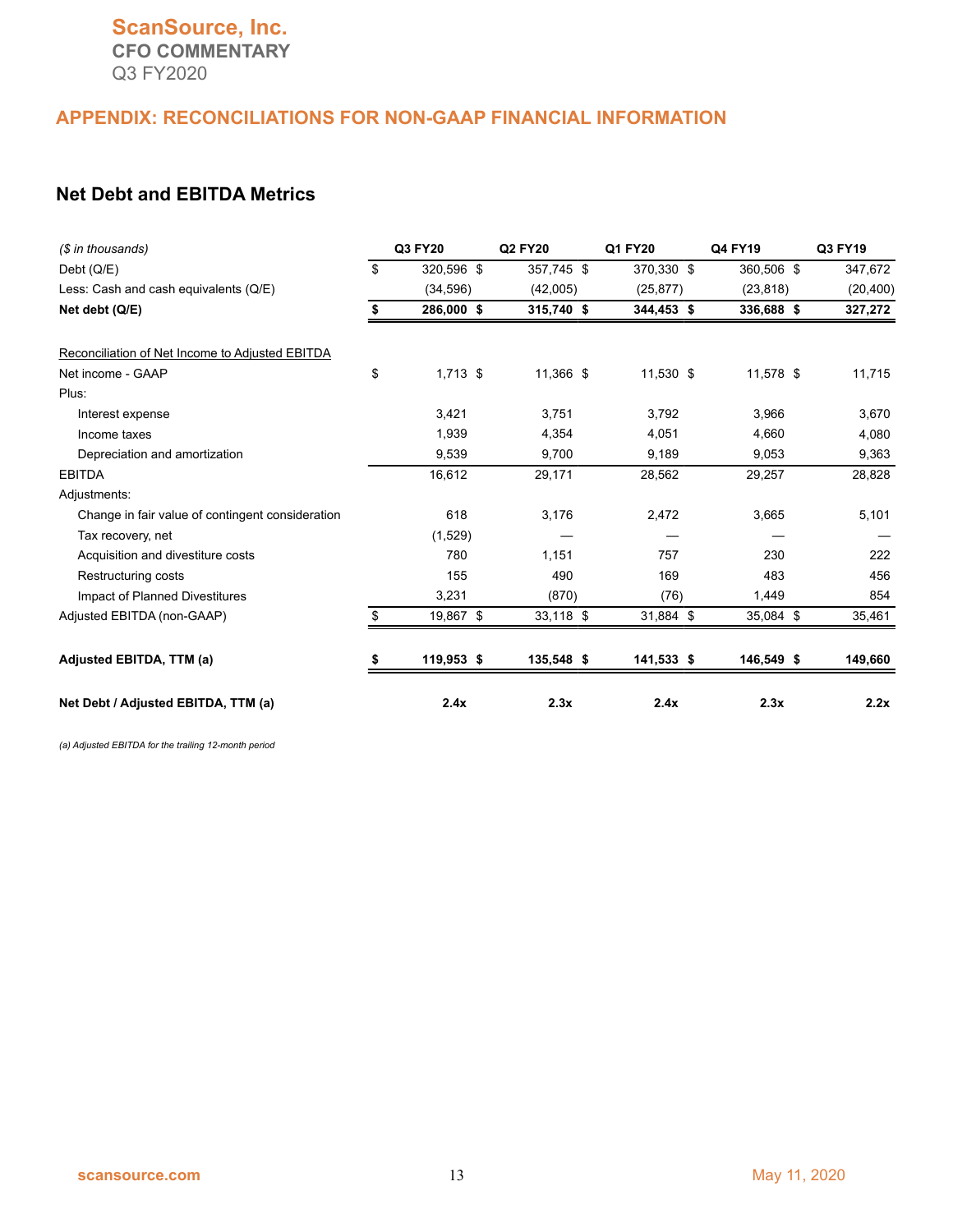# ScanSource, Inc.
## CFO COMMENTARY
Q3 FY2020

## APPENDIX: RECONCILIATIONS FOR NON-GAAP FINANCIAL INFORMATION

### Net Debt and EBITDA Metrics

| *($ in thousands)* | Q3 FY20 | Q2 FY20 | Q1 FY20 | Q4 FY19 | Q3 FY19 |
|---|---|---|---|---|---|
| Debt (Q/E) | $ 320,596 | $ 357,745 | $ 370,330 | $ 360,506 | $ 347,672 |
| Less: Cash and cash equivalents (Q/E) | (34,596) | (42,005) | (25,877) | (23,818) | (20,400) |
| **Net debt (Q/E)** | **$ 286,000** | **$ 315,740** | **$ 344,453** | **$ 336,688** | **$ 327,272** |
| | | | | | |
| Reconciliation of Net Income to Adjusted EBITDA | | | | | |
| Net income - GAAP | $ 1,713 | $ 11,366 | $ 11,530 | $ 11,578 | $ 11,715 |
| Plus: | | | | | |
| Interest expense | 3,421 | 3,751 | 3,792 | 3,966 | 3,670 |
| Income taxes | 1,939 | 4,354 | 4,051 | 4,660 | 4,080 |
| Depreciation and amortization | 9,539 | 9,700 | 9,189 | 9,053 | 9,363 |
| EBITDA | 16,612 | 29,171 | 28,562 | 29,257 | 28,828 |
| Adjustments: | | | | | |
| Change in fair value of contingent consideration | 618 | 3,176 | 2,472 | 3,665 | 5,101 |
| Tax recovery, net | (1,529) | — | — | — | — |
| Acquisition and divestiture costs | 780 | 1,151 | 757 | 230 | 222 |
| Restructuring costs | 155 | 490 | 169 | 483 | 456 |
| Impact of Planned Divestitures | 3,231 | (870) | (76) | 1,449 | 854 |
| Adjusted EBITDA (non-GAAP) | $ 19,867 | $ 33,118 | $ 31,884 | $ 35,084 | $ 35,461 |
| | | | | | |
| **Adjusted EBITDA, TTM (a)** | **$ 119,953** | **$ 135,548** | **$ 141,533** | **$ 146,549** | **$ 149,660** |
| | | | | | |
| **Net Debt / Adjusted EBITDA, TTM (a)** | **2.4x** | **2.3x** | **2.4x** | **2.3x** | **2.2x** |

*(a) Adjusted EBITDA for the trailing 12-month period*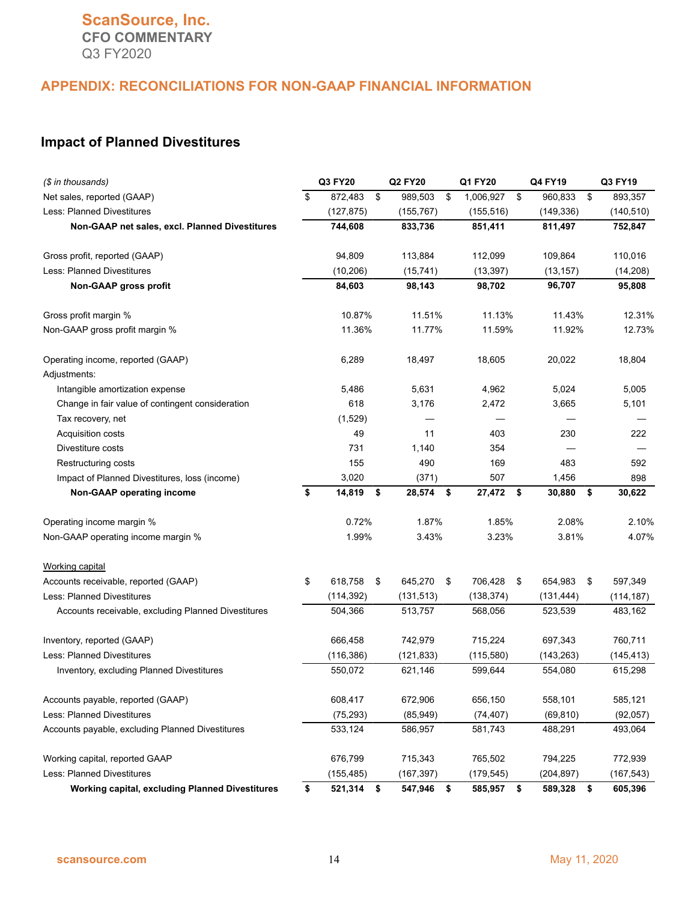ScanSource, Inc.
CFO COMMENTARY
Q3 FY2020

## APPENDIX: RECONCILIATIONS FOR NON-GAAP FINANCIAL INFORMATION

### Impact of Planned Divestitures

| *($ in thousands)* | Q3 FY20 | Q2 FY20 | Q1 FY20 | Q4 FY19 | Q3 FY19 |
|---|---|---|---|---|---|
| Net sales, reported (GAAP) | $ 872,483 | $ 989,503 | $ 1,006,927 | $ 960,833 | $ 893,357 |
| Less: Planned Divestitures | (127,875) | (155,767) | (155,516) | (149,336) | (140,510) |
| **Non-GAAP net sales, excl. Planned Divestitures** | **744,608** | **833,736** | **851,411** | **811,497** | **752,847** |
| | | | | | |
| Gross profit, reported (GAAP) | 94,809 | 113,884 | 112,099 | 109,864 | 110,016 |
| Less: Planned Divestitures | (10,206) | (15,741) | (13,397) | (13,157) | (14,208) |
| **Non-GAAP gross profit** | **84,603** | **98,143** | **98,702** | **96,707** | **95,808** |
| | | | | | |
| Gross profit margin % | 10.87% | 11.51% | 11.13% | 11.43% | 12.31% |
| Non-GAAP gross profit margin % | 11.36% | 11.77% | 11.59% | 11.92% | 12.73% |
| | | | | | |
| Operating income, reported (GAAP) | 6,289 | 18,497 | 18,605 | 20,022 | 18,804 |
| Adjustments: | | | | | |
| Intangible amortization expense | 5,486 | 5,631 | 4,962 | 5,024 | 5,005 |
| Change in fair value of contingent consideration | 618 | 3,176 | 2,472 | 3,665 | 5,101 |
| Tax recovery, net | (1,529) | — | — | — | — |
| Acquisition costs | 49 | 11 | 403 | 230 | 222 |
| Divestiture costs | 731 | 1,140 | 354 | — | — |
| Restructuring costs | 155 | 490 | 169 | 483 | 592 |
| Impact of Planned Divestitures, loss (income) | 3,020 | (371) | 507 | 1,456 | 898 |
| **Non-GAAP operating income** | **$ 14,819** | **$ 28,574** | **$ 27,472** | **$ 30,880** | **$ 30,622** |
| | | | | | |
| Operating income margin % | 0.72% | 1.87% | 1.85% | 2.08% | 2.10% |
| Non-GAAP operating income margin % | 1.99% | 3.43% | 3.23% | 3.81% | 4.07% |
| | | | | | |
| Working capital | | | | | |
| Accounts receivable, reported (GAAP) | $ 618,758 | $ 645,270 | $ 706,428 | $ 654,983 | $ 597,349 |
| Less: Planned Divestitures | (114,392) | (131,513) | (138,374) | (131,444) | (114,187) |
| Accounts receivable, excluding Planned Divestitures | 504,366 | 513,757 | 568,056 | 523,539 | 483,162 |
| | | | | | |
| Inventory, reported (GAAP) | 666,458 | 742,979 | 715,224 | 697,343 | 760,711 |
| Less: Planned Divestitures | (116,386) | (121,833) | (115,580) | (143,263) | (145,413) |
| Inventory, excluding Planned Divestitures | 550,072 | 621,146 | 599,644 | 554,080 | 615,298 |
| | | | | | |
| Accounts payable, reported (GAAP) | 608,417 | 672,906 | 656,150 | 558,101 | 585,121 |
| Less: Planned Divestitures | (75,293) | (85,949) | (74,407) | (69,810) | (92,057) |
| Accounts payable, excluding Planned Divestitures | 533,124 | 586,957 | 581,743 | 488,291 | 493,064 |
| | | | | | |
| Working capital, reported GAAP | 676,799 | 715,343 | 765,502 | 794,225 | 772,939 |
| Less: Planned Divestitures | (155,485) | (167,397) | (179,545) | (204,897) | (167,543) |
| **Working capital, excluding Planned Divestitures** | **$ 521,314** | **$ 547,946** | **$ 585,957** | **$ 589,328** | **$ 605,396** |

scansource.com

May 11, 2020